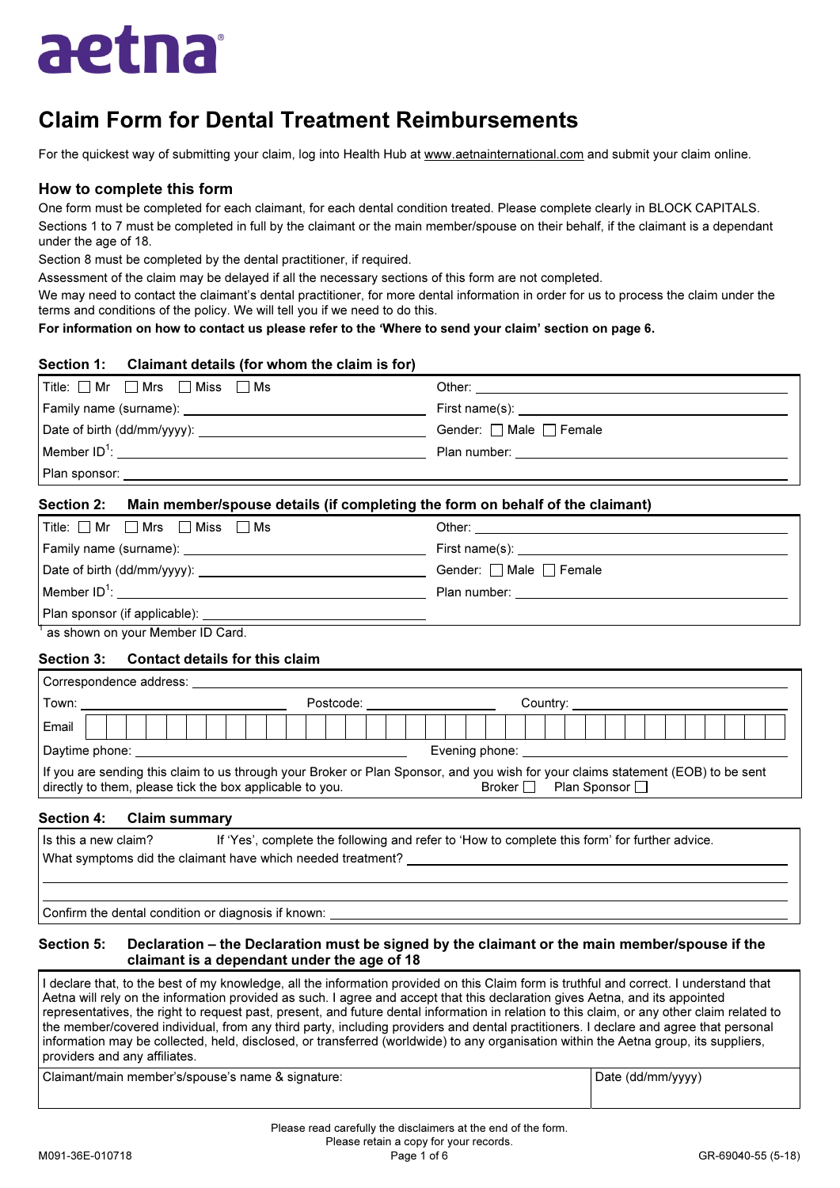aetna®

# Claim Form for Dental Treatment Reimbursements

For the quickest way of submitting your claim, log into Health Hub at www.aetnainternational.com and submit your claim online.

## How to complete this form

One form must be completed for each claimant, for each dental condition treated. Please complete clearly in BLOCK CAPITALS.

Sections 1 to 7 must be completed in full by the claimant or the main member/spouse on their behalf, if the claimant is a dependant under the age of 18.

Section 8 must be completed by the dental practitioner, if required.

Assessment of the claim may be delayed if all the necessary sections of this form are not completed.

We may need to contact the claimant's dental practitioner, for more dental information in order for us to process the claim under the terms and conditions of the policy. We will tell you if we need to do this.

**For information on how to contact us please refer to the 'Where to send your claim' section on page 6.**

### Section 1: Claimant details (for whom the claim is for)

| | |
|---|---|
| Title: ☐ Mr ☐ Mrs ☐ Miss ☐ Ms | Other: |
| Family name (surname): | First name(s): |
| Date of birth (dd/mm/yyyy): | Gender: ☐ Male ☐ Female |
| Member ID[1]: | Plan number: |
| Plan sponsor: | |

### Section 2: Main member/spouse details (if completing the form on behalf of the claimant)

| | |
|---|---|
| Title: ☐ Mr ☐ Mrs ☐ Miss ☐ Ms | Other: |
| Family name (surname): | First name(s): |
| Date of birth (dd/mm/yyyy): | Gender: ☐ Male ☐ Female |
| Member ID[1]: | Plan number: |
| Plan sponsor (if applicable): | |

[1] as shown on your Member ID Card.

### Section 3: Contact details for this claim

| | | |
|---|---|---|
| Correspondence address: | | |
| Town: | Postcode: | Country: |
| Email | | |
| Daytime phone: | Evening phone: | |

If you are sending this claim to us through your Broker or Plan Sponsor, and you wish for your claims statement (EOB) to be sent directly to them, please tick the box applicable to you. Broker ☐ Plan Sponsor ☐

### Section 4: Claim summary

Is this a new claim? If 'Yes', complete the following and refer to 'How to complete this form' for further advice.

What symptoms did the claimant have which needed treatment?

Confirm the dental condition or diagnosis if known:

### Section 5: Declaration – the Declaration must be signed by the claimant or the main member/spouse if the claimant is a dependant under the age of 18

I declare that, to the best of my knowledge, all the information provided on this Claim form is truthful and correct. I understand that Aetna will rely on the information provided as such. I agree and accept that this declaration gives Aetna, and its appointed representatives, the right to request past, present, and future dental information in relation to this claim, or any other claim related to the member/covered individual, from any third party, including providers and dental practitioners. I declare and agree that personal information may be collected, held, disclosed, or transferred (worldwide) to any organisation within the Aetna group, its suppliers, providers and any affiliates.

| Claimant/main member's/spouse's name & signature: | Date (dd/mm/yyyy) |
|---|---|
| | |

Please read carefully the disclaimers at the end of the form.
Please retain a copy for your records.

M091-36E-010718 GR-69040-55 (5-18)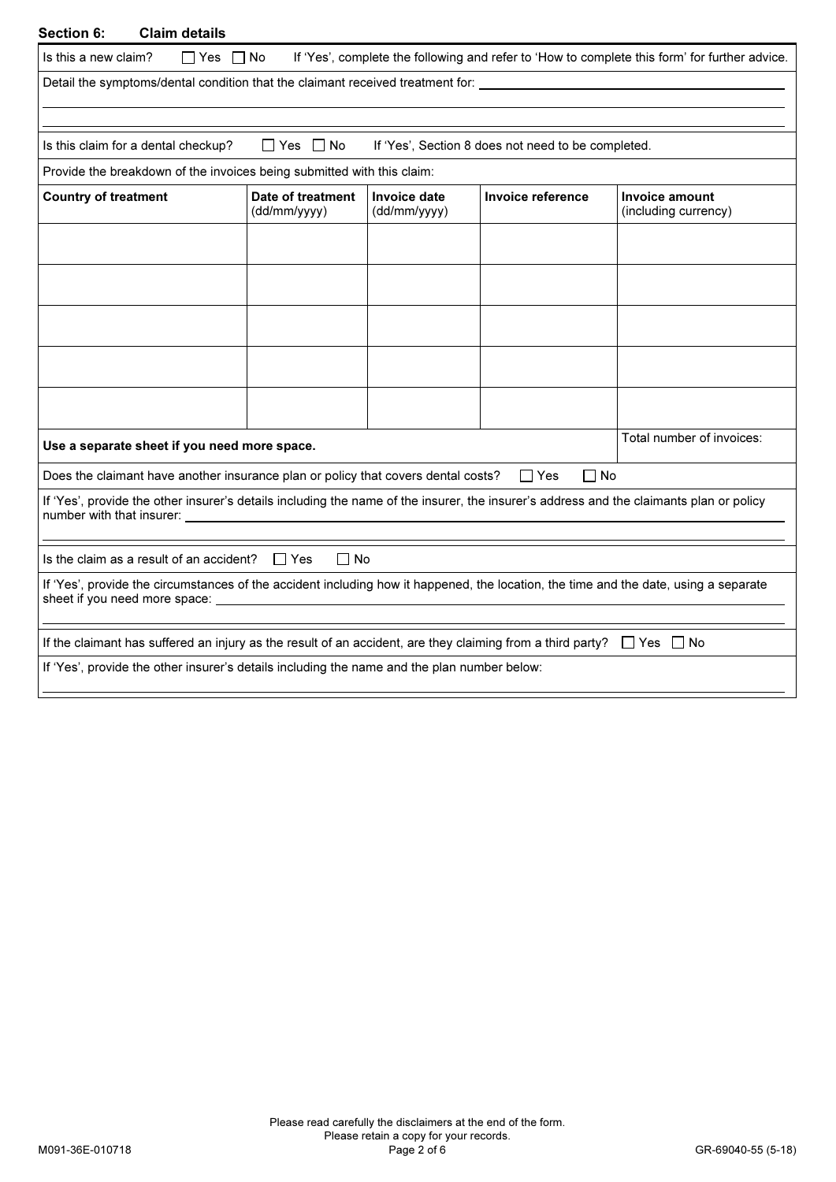## Section 6: Claim details

Is this a new claim? ☐ Yes ☐ No If 'Yes', complete the following and refer to 'How to complete this form' for further advice.

Detail the symptoms/dental condition that the claimant received treatment for: ______________________

Is this claim for a dental checkup? ☐ Yes ☐ No If 'Yes', Section 8 does not need to be completed.

Provide the breakdown of the invoices being submitted with this claim:

| **Country of treatment** | **Date of treatment** (dd/mm/yyyy) | **Invoice date** (dd/mm/yyyy) | **Invoice reference** | **Invoice amount** (including currency) |
|---|---|---|---|---|
| | | | | |
| | | | | |
| | | | | |
| | | | | |
| | | | | |
| **Use a separate sheet if you need more space.** | | | | Total number of invoices: |

Does the claimant have another insurance plan or policy that covers dental costs? ☐ Yes ☐ No

If 'Yes', provide the other insurer's details including the name of the insurer, the insurer's address and the claimants plan or policy number with that insurer: ______________________

Is the claim as a result of an accident? ☐ Yes ☐ No

If 'Yes', provide the circumstances of the accident including how it happened, the location, the time and the date, using a separate sheet if you need more space: ______________________

If the claimant has suffered an injury as the result of an accident, are they claiming from a third party? ☐ Yes ☐ No

If 'Yes', provide the other insurer's details including the name and the plan number below:

______________________

Please read carefully the disclaimers at the end of the form.
Please retain a copy for your records.

M091-36E-010718 GR-69040-55 (5-18)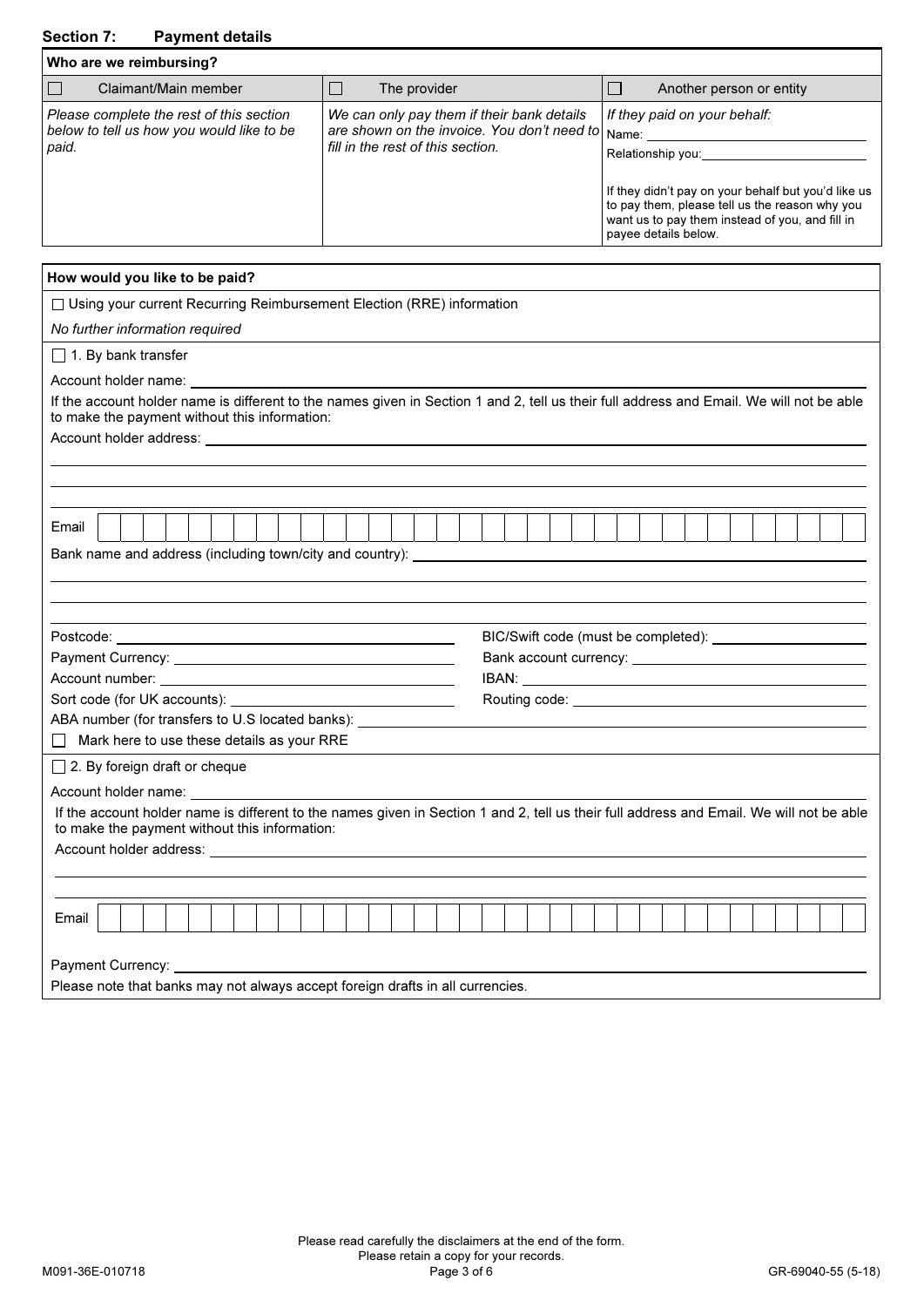## Section 7: Payment details

| Who are we reimbursing? | | |
|---|---|---|
| ☐ Claimant/Main member | ☐ The provider | ☐ Another person or entity |
| *Please complete the rest of this section below to tell us how you would like to be paid.* | *We can only pay them if their bank details are shown on the invoice. You don't need to fill in the rest of this section.* | *If they paid on your behalf:*<br>Name: \_\_\_\_\_\_\_\_\_\_\_\_\_\_\_\_\_\_\_\_<br>Relationship you: \_\_\_\_\_\_\_\_\_\_\_\_\_\_\_\_\_\_\_\_<br><br>If they didn't pay on your behalf but you'd like us to pay them, please tell us the reason why you want us to pay them instead of you, and fill in payee details below. |

**How would you like to be paid?**

☐ Using your current Recurring Reimbursement Election (RRE) information

*No further information required*

☐ 1. By bank transfer

Account holder name: \_\_\_\_\_\_\_\_\_\_\_\_\_\_\_\_\_\_\_\_

If the account holder name is different to the names given in Section 1 and 2, tell us their full address and Email. We will not be able to make the payment without this information:

Account holder address: \_\_\_\_\_\_\_\_\_\_\_\_\_\_\_\_\_\_\_\_

Email: \_\_\_\_\_\_\_\_\_\_\_\_\_\_\_\_\_\_\_\_

Bank name and address (including town/city and country): \_\_\_\_\_\_\_\_\_\_\_\_\_\_\_\_\_\_\_\_

Postcode: \_\_\_\_\_\_\_\_\_\_\_\_\_\_\_\_\_\_\_\_

BIC/Swift code (must be completed): \_\_\_\_\_\_\_\_\_\_\_\_\_\_\_\_\_\_\_\_

Payment Currency: \_\_\_\_\_\_\_\_\_\_\_\_\_\_\_\_\_\_\_\_

Bank account currency: \_\_\_\_\_\_\_\_\_\_\_\_\_\_\_\_\_\_\_\_

Account number: \_\_\_\_\_\_\_\_\_\_\_\_\_\_\_\_\_\_\_\_

IBAN: \_\_\_\_\_\_\_\_\_\_\_\_\_\_\_\_\_\_\_\_

Sort code (for UK accounts): \_\_\_\_\_\_\_\_\_\_\_\_\_\_\_\_\_\_\_\_

Routing code: \_\_\_\_\_\_\_\_\_\_\_\_\_\_\_\_\_\_\_\_

ABA number (for transfers to U.S located banks): \_\_\_\_\_\_\_\_\_\_\_\_\_\_\_\_\_\_\_\_

☐ Mark here to use these details as your RRE

☐ 2. By foreign draft or cheque

Account holder name: \_\_\_\_\_\_\_\_\_\_\_\_\_\_\_\_\_\_\_\_

If the account holder name is different to the names given in Section 1 and 2, tell us their full address and Email. We will not be able to make the payment without this information:

Account holder address: \_\_\_\_\_\_\_\_\_\_\_\_\_\_\_\_\_\_\_\_

Email: \_\_\_\_\_\_\_\_\_\_\_\_\_\_\_\_\_\_\_\_

Payment Currency: \_\_\_\_\_\_\_\_\_\_\_\_\_\_\_\_\_\_\_\_

Please note that banks may not always accept foreign drafts in all currencies.

Please read carefully the disclaimers at the end of the form.
Please retain a copy for your records.

M091-36E-010718 GR-69040-55 (5-18)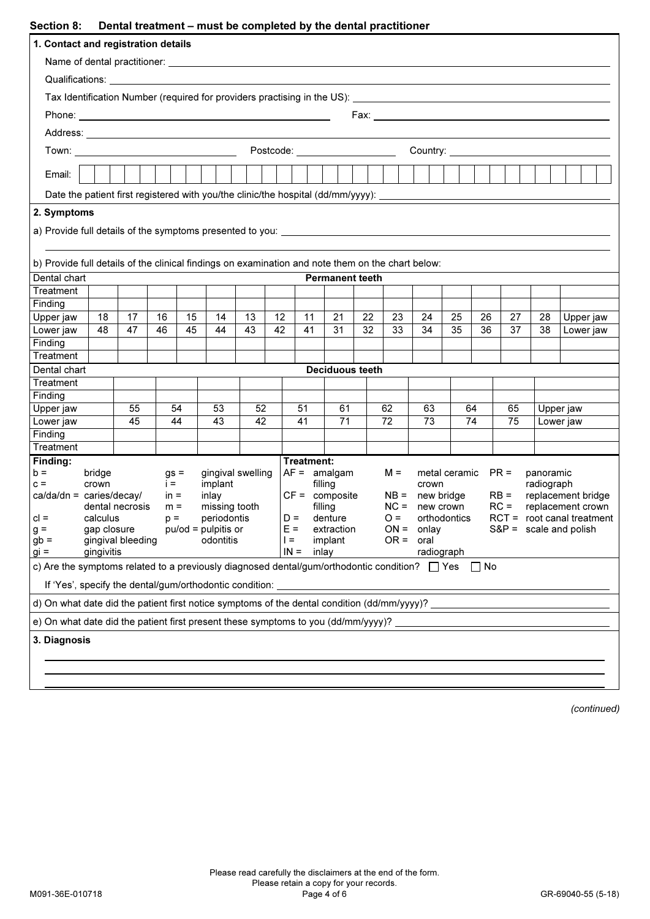## Section 8: Dental treatment – must be completed by the dental practitioner

### 1. Contact and registration details

Name of dental practitioner: \_\_\_\_\_\_\_\_\_\_\_\_\_\_\_\_\_\_\_\_\_\_\_\_\_\_\_\_\_\_\_\_

Qualifications: \_\_\_\_\_\_\_\_\_\_\_\_\_\_\_\_\_\_\_\_\_\_\_\_\_\_\_\_\_\_\_\_

Tax Identification Number (required for providers practising in the US): \_\_\_\_\_\_\_\_\_\_\_\_\_\_\_\_

Phone: \_\_\_\_\_\_\_\_\_\_\_\_\_\_\_\_ Fax: \_\_\_\_\_\_\_\_\_\_\_\_\_\_\_\_

Address: \_\_\_\_\_\_\_\_\_\_\_\_\_\_\_\_\_\_\_\_\_\_\_\_\_\_\_\_\_\_\_\_

Town: \_\_\_\_\_\_\_\_\_\_\_\_\_\_\_\_ Postcode: \_\_\_\_\_\_\_\_\_\_\_\_ Country: \_\_\_\_\_\_\_\_\_\_\_\_\_\_\_\_

Email: \_\_\_\_\_\_\_\_\_\_\_\_\_\_\_\_\_\_\_\_\_\_\_\_\_\_\_\_\_\_\_\_

Date the patient first registered with you/the clinic/the hospital (dd/mm/yyyy): \_\_\_\_\_\_\_\_\_\_\_\_\_\_\_\_

### 2. Symptoms

a) Provide full details of the symptoms presented to you: \_\_\_\_\_\_\_\_\_\_\_\_\_\_\_\_\_\_\_\_\_\_\_\_\_\_\_\_\_\_\_\_

b) Provide full details of the clinical findings on examination and note them on the chart below:

| Dental chart | Permanent teeth | | | | | | | | | | | | | | | | |
|---|---|---|---|---|---|---|---|---|---|---|---|---|---|---|---|---|---|
| Treatment | | | | | | | | | | | | | | | | | |
| Finding | | | | | | | | | | | | | | | | | |
| Upper jaw | 18 | 17 | 16 | 15 | 14 | 13 | 12 | 11 | 21 | 22 | 23 | 24 | 25 | 26 | 27 | 28 | Upper jaw |
| Lower jaw | 48 | 47 | 46 | 45 | 44 | 43 | 42 | 41 | 31 | 32 | 33 | 34 | 35 | 36 | 37 | 38 | Lower jaw |
| Finding | | | | | | | | | | | | | | | | | |
| Treatment | | | | | | | | | | | | | | | | | |

| Dental chart | Deciduous teeth | | | | | | | | | |
|---|---|---|---|---|---|---|---|---|---|---|
| Treatment | | | | | | | | | | |
| Finding | | | | | | | | | | |
| Upper jaw | 55 | 54 | 53 | 52 | 51 | 61 | 62 | 63 | 64 | 65 | Upper jaw |
| Lower jaw | 45 | 44 | 43 | 42 | 41 | 71 | 72 | 73 | 74 | 75 | Lower jaw |
| Finding | | | | | | | | | | |
| Treatment | | | | | | | | | | |

**Finding:**
- b = bridge
- c = crown
- ca/da/dn = caries/decay/dental necrosis
- cl = calculus
- g = gap closure
- gb = gingival bleeding
- gi = gingivitis
- gs = gingival swelling
- i = implant
- in = inlay
- m = missing tooth
- p = periodontis
- pu/od = pulpitis or odontitis

**Treatment:**
- AF = amalgam filling
- CF = composite filling
- D = denture
- E = extraction
- I = implant
- IN = inlay
- M = metal ceramic crown
- NB = new bridge
- NC = new crown
- O = orthodontics
- ON = onlay
- OR = oral radiograph
- PR = panoramic radiograph
- RB = replacement bridge
- RC = replacement crown
- RCT = root canal treatment
- S&P = scale and polish

c) Are the symptoms related to a previously diagnosed dental/gum/orthodontic condition? ☐ Yes ☐ No

If 'Yes', specify the dental/gum/orthodontic condition: \_\_\_\_\_\_\_\_\_\_\_\_\_\_\_\_

d) On what date did the patient first notice symptoms of the dental condition (dd/mm/yyyy)? \_\_\_\_\_\_\_\_\_\_\_\_\_\_\_\_

e) On what date did the patient first present these symptoms to you (dd/mm/yyyy)? \_\_\_\_\_\_\_\_\_\_\_\_\_\_\_\_

### 3. Diagnosis

\_\_\_\_\_\_\_\_\_\_\_\_\_\_\_\_\_\_\_\_\_\_\_\_\_\_\_\_\_\_\_\_

*(continued)*

Please read carefully the disclaimers at the end of the form.
Please retain a copy for your records.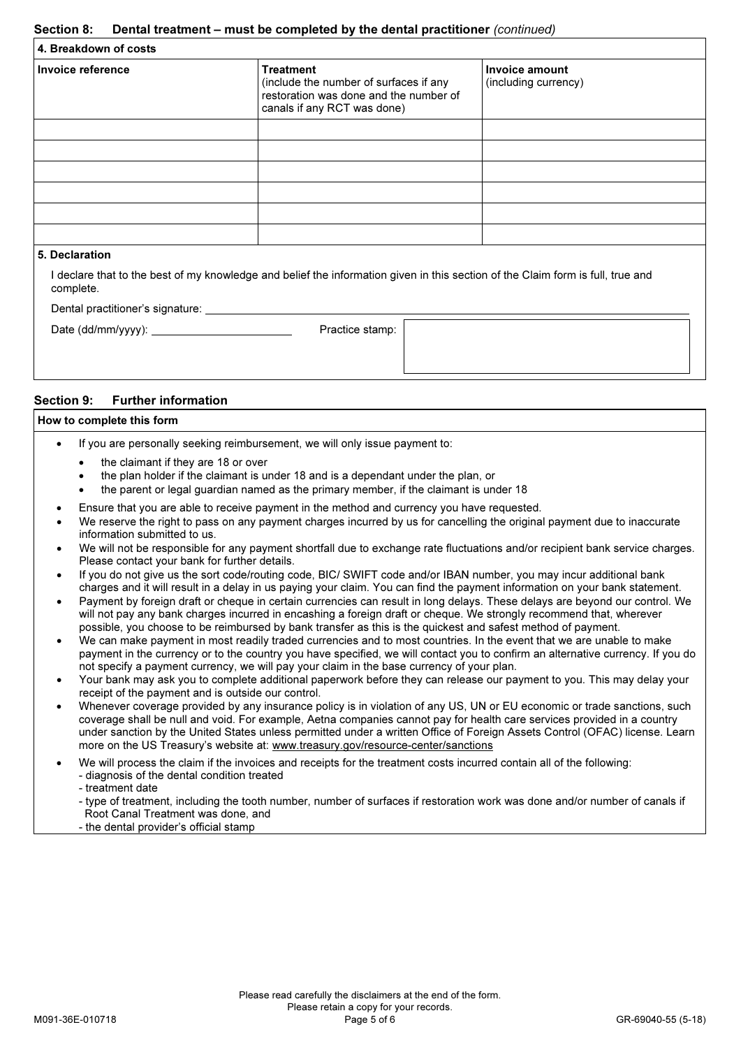## Section 8: Dental treatment – must be completed by the dental practitioner *(continued)*

### 4. Breakdown of costs

| Invoice reference | Treatment (include the number of surfaces if any restoration was done and the number of canals if any RCT was done) | Invoice amount (including currency) |
| --- | --- | --- |
| | | |
| | | |
| | | |
| | | |
| | | |
| | | |

### 5. Declaration

I declare that to the best of my knowledge and belief the information given in this section of the Claim form is full, true and complete.

Dental practitioner's signature: ______________________

Date (dd/mm/yyyy): ______________________ Practice stamp:

## Section 9: Further information

### How to complete this form

- If you are personally seeking reimbursement, we will only issue payment to:
  - the claimant if they are 18 or over
  - the plan holder if the claimant is under 18 and is a dependant under the plan, or
  - the parent or legal guardian named as the primary member, if the claimant is under 18
- Ensure that you are able to receive payment in the method and currency you have requested.
- We reserve the right to pass on any payment charges incurred by us for cancelling the original payment due to inaccurate information submitted to us.
- We will not be responsible for any payment shortfall due to exchange rate fluctuations and/or recipient bank service charges. Please contact your bank for further details.
- If you do not give us the sort code/routing code, BIC/ SWIFT code and/or IBAN number, you may incur additional bank charges and it will result in a delay in us paying your claim. You can find the payment information on your bank statement.
- Payment by foreign draft or cheque in certain currencies can result in long delays. These delays are beyond our control. We will not pay any bank charges incurred in encashing a foreign draft or cheque. We strongly recommend that, wherever possible, you choose to be reimbursed by bank transfer as this is the quickest and safest method of payment.
- We can make payment in most readily traded currencies and to most countries. In the event that we are unable to make payment in the currency or to the country you have specified, we will contact you to confirm an alternative currency. If you do not specify a payment currency, we will pay your claim in the base currency of your plan.
- Your bank may ask you to complete additional paperwork before they can release our payment to you. This may delay your receipt of the payment and is outside our control.
- Whenever coverage provided by any insurance policy is in violation of any US, UN or EU economic or trade sanctions, such coverage shall be null and void. For example, Aetna companies cannot pay for health care services provided in a country under sanction by the United States unless permitted under a written Office of Foreign Assets Control (OFAC) license. Learn more on the US Treasury's website at: www.treasury.gov/resource-center/sanctions
- We will process the claim if the invoices and receipts for the treatment costs incurred contain all of the following:
  - diagnosis of the dental condition treated
  - treatment date
  - type of treatment, including the tooth number, number of surfaces if restoration work was done and/or number of canals if Root Canal Treatment was done, and
  - the dental provider's official stamp

Please read carefully the disclaimers at the end of the form.
Please retain a copy for your records.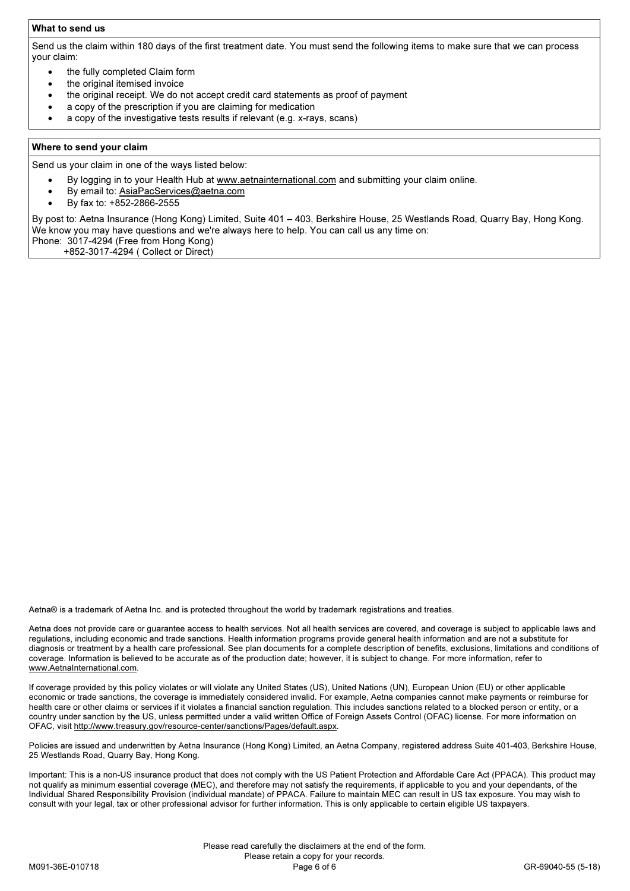### What to send us

Send us the claim within 180 days of the first treatment date. You must send the following items to make sure that we can process your claim:

- the fully completed Claim form
- the original itemised invoice
- the original receipt. We do not accept credit card statements as proof of payment
- a copy of the prescription if you are claiming for medication
- a copy of the investigative tests results if relevant (e.g. x-rays, scans)

### Where to send your claim

Send us your claim in one of the ways listed below:

- By logging in to your Health Hub at www.aetnainternational.com and submitting your claim online.
- By email to: AsiaPacServices@aetna.com
- By fax to: +852-2866-2555

By post to: Aetna Insurance (Hong Kong) Limited, Suite 401 – 403, Berkshire House, 25 Westlands Road, Quarry Bay, Hong Kong.
We know you may have questions and we're always here to help. You can call us any time on:
Phone: 3017-4294 (Free from Hong Kong)
+852-3017-4294 ( Collect or Direct)

Aetna® is a trademark of Aetna Inc. and is protected throughout the world by trademark registrations and treaties.

Aetna does not provide care or guarantee access to health services. Not all health services are covered, and coverage is subject to applicable laws and regulations, including economic and trade sanctions. Health information programs provide general health information and are not a substitute for diagnosis or treatment by a health care professional. See plan documents for a complete description of benefits, exclusions, limitations and conditions of coverage. Information is believed to be accurate as of the production date; however, it is subject to change. For more information, refer to www.AetnaInternational.com.

If coverage provided by this policy violates or will violate any United States (US), United Nations (UN), European Union (EU) or other applicable economic or trade sanctions, the coverage is immediately considered invalid. For example, Aetna companies cannot make payments or reimburse for health care or other claims or services if it violates a financial sanction regulation. This includes sanctions related to a blocked person or entity, or a country under sanction by the US, unless permitted under a valid written Office of Foreign Assets Control (OFAC) license. For more information on OFAC, visit http://www.treasury.gov/resource-center/sanctions/Pages/default.aspx.

Policies are issued and underwritten by Aetna Insurance (Hong Kong) Limited, an Aetna Company, registered address Suite 401-403, Berkshire House, 25 Westlands Road, Quarry Bay, Hong Kong.

Important: This is a non-US insurance product that does not comply with the US Patient Protection and Affordable Care Act (PPACA). This product may not qualify as minimum essential coverage (MEC), and therefore may not satisfy the requirements, if applicable to you and your dependants, of the Individual Shared Responsibility Provision (individual mandate) of PPACA. Failure to maintain MEC can result in US tax exposure. You may wish to consult with your legal, tax or other professional advisor for further information. This is only applicable to certain eligible US taxpayers.

Please read carefully the disclaimers at the end of the form.
Please retain a copy for your records.